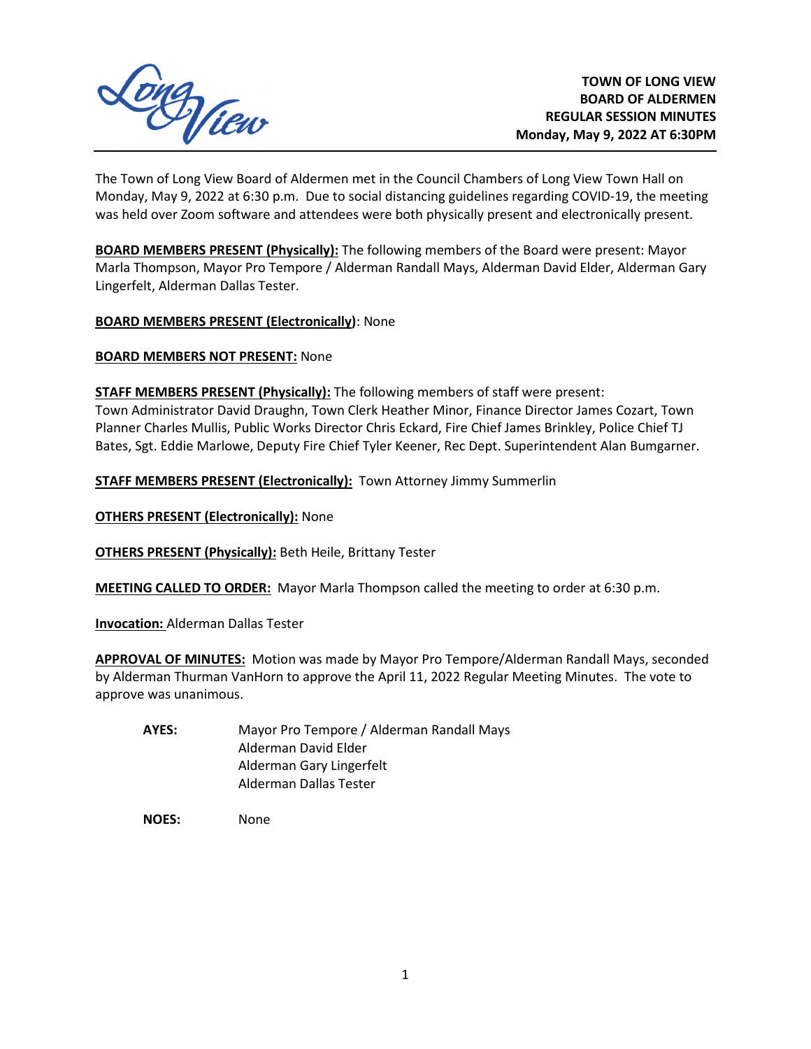# TOWN OF LONG VIEW BOARD OF ALDERMEN REGULAR SESSION MINUTES

**Monday, May 9, 2022 AT 6:30PM**

The Town of Long View Board of Aldermen met in the Council Chambers of Long View Town Hall on Monday, May 9, 2022 at 6:30 p.m. Due to social distancing guidelines regarding COVID-19, the meeting was held over Zoom software and attendees were both physically present and electronically present.

**BOARD MEMBERS PRESENT (Physically):** The following members of the Board were present: Mayor Marla Thompson, Mayor Pro Tempore / Alderman Randall Mays, Alderman David Elder, Alderman Gary Lingerfelt, Alderman Dallas Tester.

**BOARD MEMBERS PRESENT (Electronically)**: None

**BOARD MEMBERS NOT PRESENT:** None

**STAFF MEMBERS PRESENT (Physically):** The following members of staff were present: Town Administrator David Draughn, Town Clerk Heather Minor, Finance Director James Cozart, Town Planner Charles Mullis, Public Works Director Chris Eckard, Fire Chief James Brinkley, Police Chief TJ Bates, Sgt. Eddie Marlowe, Deputy Fire Chief Tyler Keener, Rec Dept. Superintendent Alan Bumgarner.

**STAFF MEMBERS PRESENT (Electronically):** Town Attorney Jimmy Summerlin

**OTHERS PRESENT (Electronically):** None

**OTHERS PRESENT (Physically):** Beth Heile, Brittany Tester

**MEETING CALLED TO ORDER:** Mayor Marla Thompson called the meeting to order at 6:30 p.m.

**Invocation:** Alderman Dallas Tester

**APPROVAL OF MINUTES:** Motion was made by Mayor Pro Tempore/Alderman Randall Mays, seconded by Alderman Thurman VanHorn to approve the April 11, 2022 Regular Meeting Minutes. The vote to approve was unanimous.

**AYES:** Mayor Pro Tempore / Alderman Randall Mays
Alderman David Elder
Alderman Gary Lingerfelt
Alderman Dallas Tester

**NOES:** None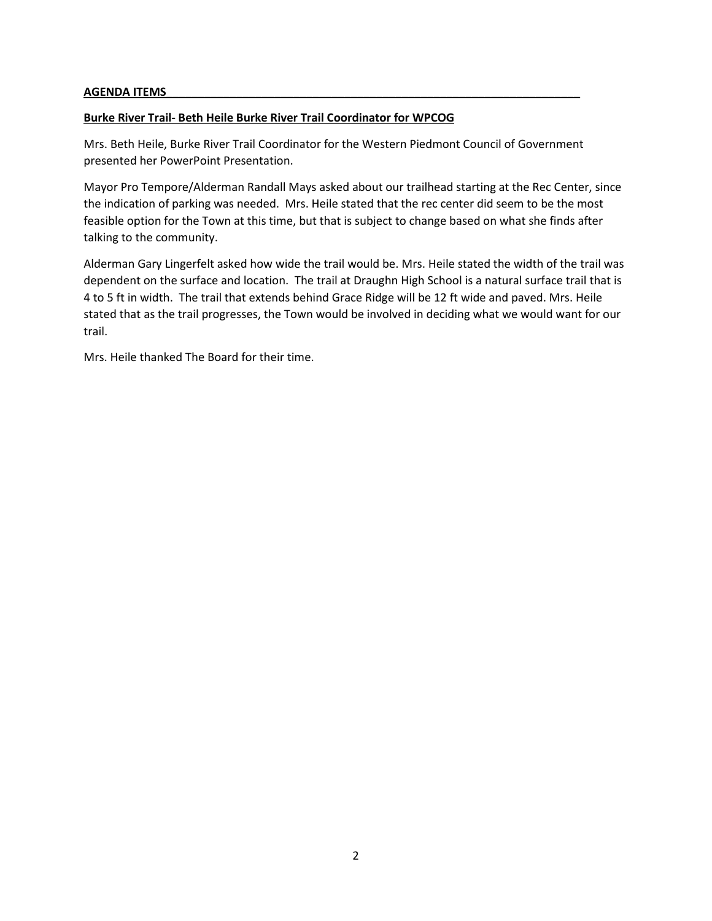**AGENDA ITEMS**

**Burke River Trail- Beth Heile Burke River Trail Coordinator for WPCOG**

Mrs. Beth Heile, Burke River Trail Coordinator for the Western Piedmont Council of Government presented her PowerPoint Presentation.

Mayor Pro Tempore/Alderman Randall Mays asked about our trailhead starting at the Rec Center, since the indication of parking was needed. Mrs. Heile stated that the rec center did seem to be the most feasible option for the Town at this time, but that is subject to change based on what she finds after talking to the community.

Alderman Gary Lingerfelt asked how wide the trail would be. Mrs. Heile stated the width of the trail was dependent on the surface and location. The trail at Draughn High School is a natural surface trail that is 4 to 5 ft in width. The trail that extends behind Grace Ridge will be 12 ft wide and paved. Mrs. Heile stated that as the trail progresses, the Town would be involved in deciding what we would want for our trail.

Mrs. Heile thanked The Board for their time.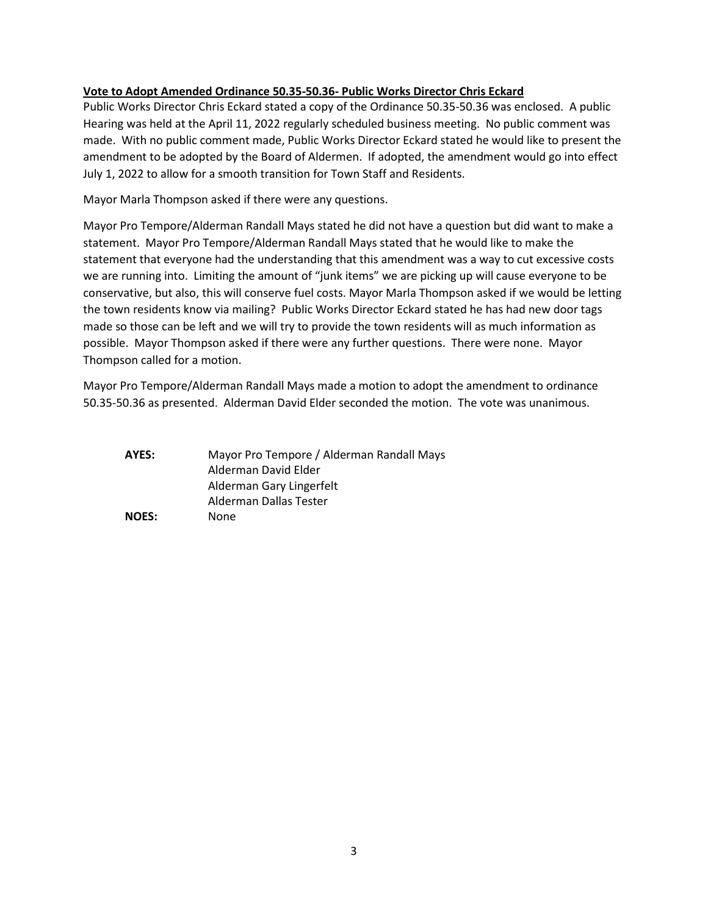**Vote to Adopt Amended Ordinance 50.35-50.36- Public Works Director Chris Eckard**

Public Works Director Chris Eckard stated a copy of the Ordinance 50.35-50.36 was enclosed. A public Hearing was held at the April 11, 2022 regularly scheduled business meeting. No public comment was made. With no public comment made, Public Works Director Eckard stated he would like to present the amendment to be adopted by the Board of Aldermen. If adopted, the amendment would go into effect July 1, 2022 to allow for a smooth transition for Town Staff and Residents.

Mayor Marla Thompson asked if there were any questions.

Mayor Pro Tempore/Alderman Randall Mays stated he did not have a question but did want to make a statement. Mayor Pro Tempore/Alderman Randall Mays stated that he would like to make the statement that everyone had the understanding that this amendment was a way to cut excessive costs we are running into. Limiting the amount of "junk items" we are picking up will cause everyone to be conservative, but also, this will conserve fuel costs. Mayor Marla Thompson asked if we would be letting the town residents know via mailing? Public Works Director Eckard stated he has had new door tags made so those can be left and we will try to provide the town residents will as much information as possible. Mayor Thompson asked if there were any further questions. There were none. Mayor Thompson called for a motion.

Mayor Pro Tempore/Alderman Randall Mays made a motion to adopt the amendment to ordinance 50.35-50.36 as presented. Alderman David Elder seconded the motion. The vote was unanimous.

**AYES:** Mayor Pro Tempore / Alderman Randall Mays
Alderman David Elder
Alderman Gary Lingerfelt
Alderman Dallas Tester

**NOES:** None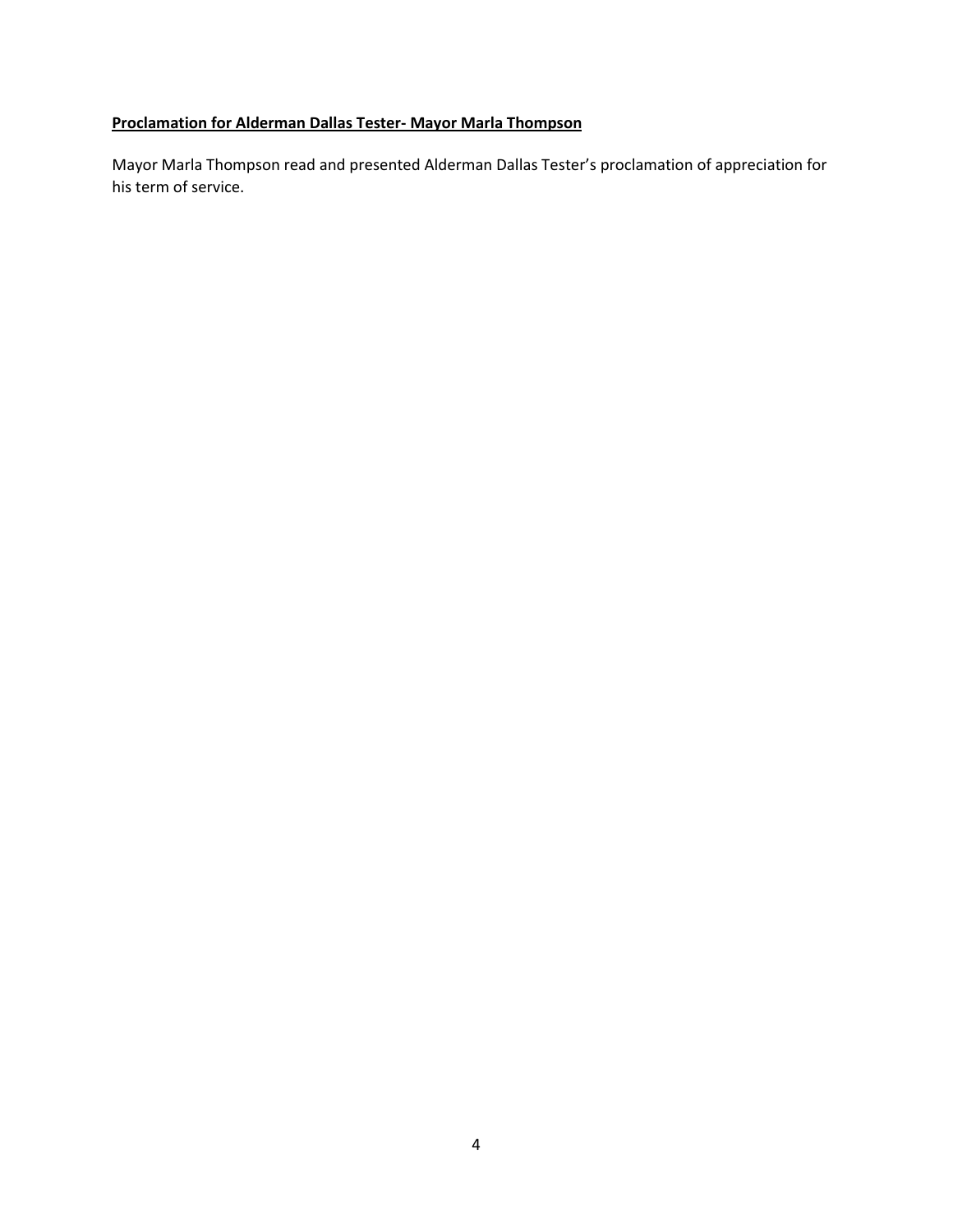**Proclamation for Alderman Dallas Tester- Mayor Marla Thompson**

Mayor Marla Thompson read and presented Alderman Dallas Tester's proclamation of appreciation for his term of service.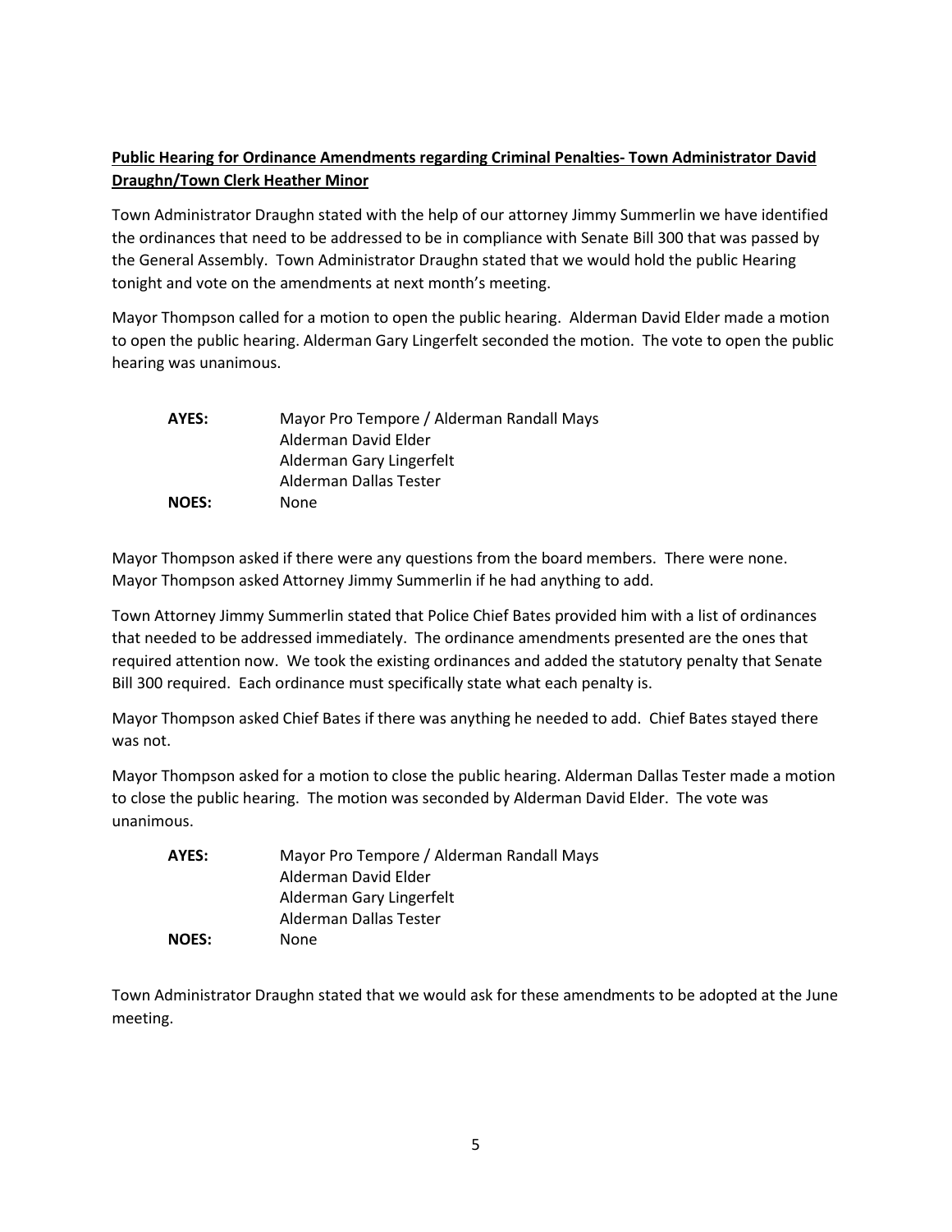**Public Hearing for Ordinance Amendments regarding Criminal Penalties- Town Administrator David Draughn/Town Clerk Heather Minor**

Town Administrator Draughn stated with the help of our attorney Jimmy Summerlin we have identified the ordinances that need to be addressed to be in compliance with Senate Bill 300 that was passed by the General Assembly. Town Administrator Draughn stated that we would hold the public Hearing tonight and vote on the amendments at next month's meeting.

Mayor Thompson called for a motion to open the public hearing. Alderman David Elder made a motion to open the public hearing. Alderman Gary Lingerfelt seconded the motion. The vote to open the public hearing was unanimous.

| | |
|---|---|
| **AYES:** | Mayor Pro Tempore / Alderman Randall Mays |
| | Alderman David Elder |
| | Alderman Gary Lingerfelt |
| | Alderman Dallas Tester |
| **NOES:** | None |

Mayor Thompson asked if there were any questions from the board members. There were none. Mayor Thompson asked Attorney Jimmy Summerlin if he had anything to add.

Town Attorney Jimmy Summerlin stated that Police Chief Bates provided him with a list of ordinances that needed to be addressed immediately. The ordinance amendments presented are the ones that required attention now. We took the existing ordinances and added the statutory penalty that Senate Bill 300 required. Each ordinance must specifically state what each penalty is.

Mayor Thompson asked Chief Bates if there was anything he needed to add. Chief Bates stayed there was not.

Mayor Thompson asked for a motion to close the public hearing. Alderman Dallas Tester made a motion to close the public hearing. The motion was seconded by Alderman David Elder. The vote was unanimous.

| | |
|---|---|
| **AYES:** | Mayor Pro Tempore / Alderman Randall Mays |
| | Alderman David Elder |
| | Alderman Gary Lingerfelt |
| | Alderman Dallas Tester |
| **NOES:** | None |

Town Administrator Draughn stated that we would ask for these amendments to be adopted at the June meeting.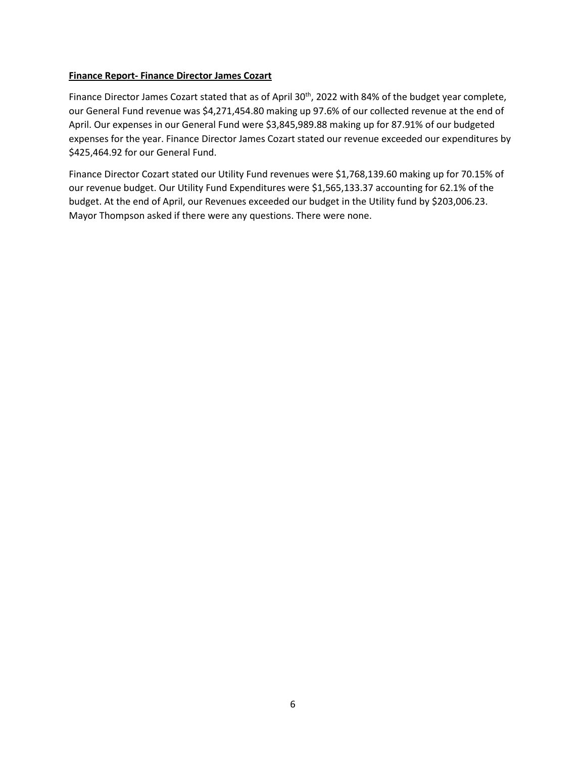**Finance Report- Finance Director James Cozart**

Finance Director James Cozart stated that as of April 30th, 2022 with 84% of the budget year complete, our General Fund revenue was $4,271,454.80 making up 97.6% of our collected revenue at the end of April. Our expenses in our General Fund were $3,845,989.88 making up for 87.91% of our budgeted expenses for the year. Finance Director James Cozart stated our revenue exceeded our expenditures by $425,464.92 for our General Fund.

Finance Director Cozart stated our Utility Fund revenues were $1,768,139.60 making up for 70.15% of our revenue budget. Our Utility Fund Expenditures were $1,565,133.37 accounting for 62.1% of the budget. At the end of April, our Revenues exceeded our budget in the Utility fund by $203,006.23. Mayor Thompson asked if there were any questions. There were none.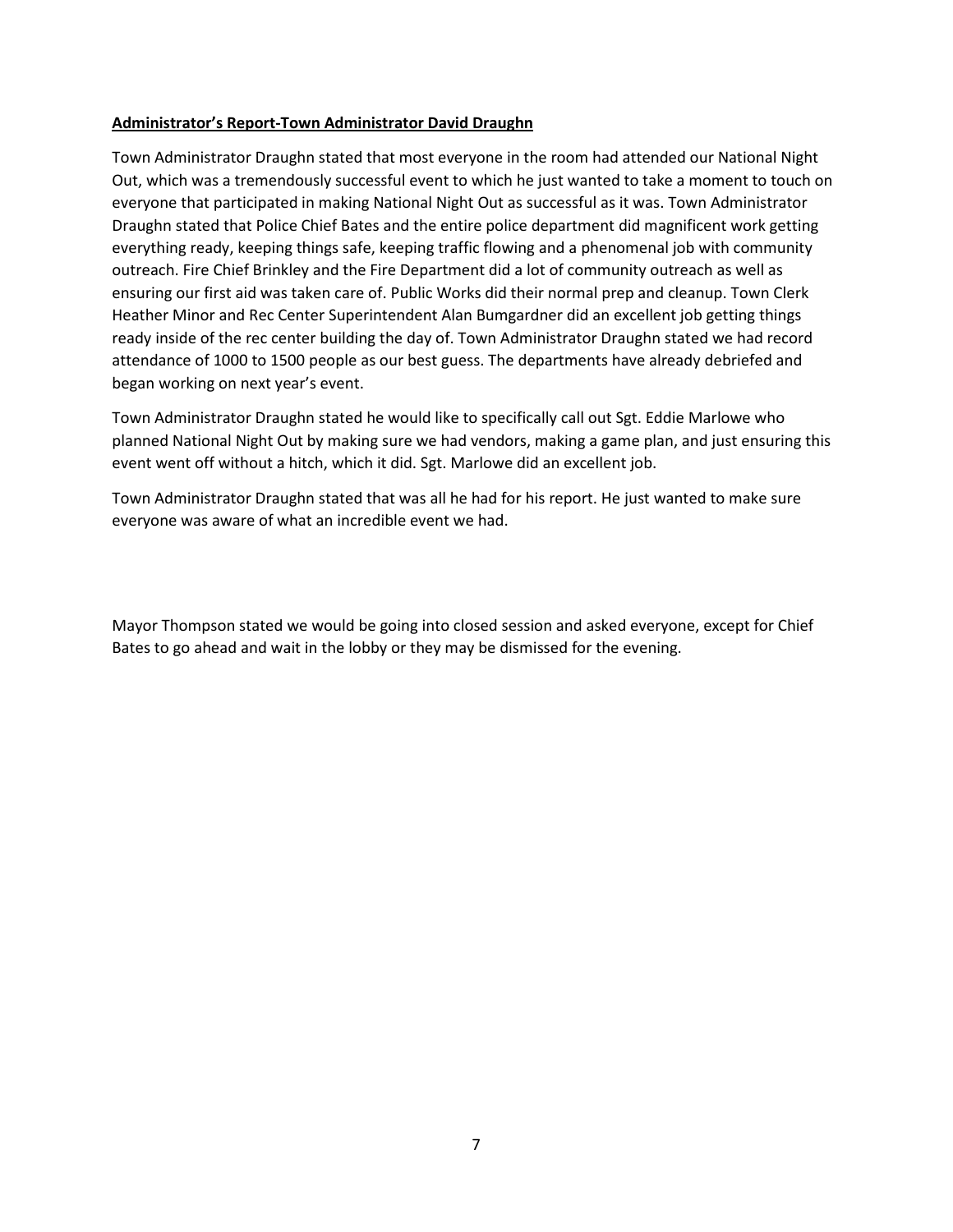**Administrator's Report-Town Administrator David Draughn**

Town Administrator Draughn stated that most everyone in the room had attended our National Night Out, which was a tremendously successful event to which he just wanted to take a moment to touch on everyone that participated in making National Night Out as successful as it was. Town Administrator Draughn stated that Police Chief Bates and the entire police department did magnificent work getting everything ready, keeping things safe, keeping traffic flowing and a phenomenal job with community outreach. Fire Chief Brinkley and the Fire Department did a lot of community outreach as well as ensuring our first aid was taken care of. Public Works did their normal prep and cleanup. Town Clerk Heather Minor and Rec Center Superintendent Alan Bumgardner did an excellent job getting things ready inside of the rec center building the day of. Town Administrator Draughn stated we had record attendance of 1000 to 1500 people as our best guess. The departments have already debriefed and began working on next year's event.

Town Administrator Draughn stated he would like to specifically call out Sgt. Eddie Marlowe who planned National Night Out by making sure we had vendors, making a game plan, and just ensuring this event went off without a hitch, which it did. Sgt. Marlowe did an excellent job.

Town Administrator Draughn stated that was all he had for his report. He just wanted to make sure everyone was aware of what an incredible event we had.

Mayor Thompson stated we would be going into closed session and asked everyone, except for Chief Bates to go ahead and wait in the lobby or they may be dismissed for the evening.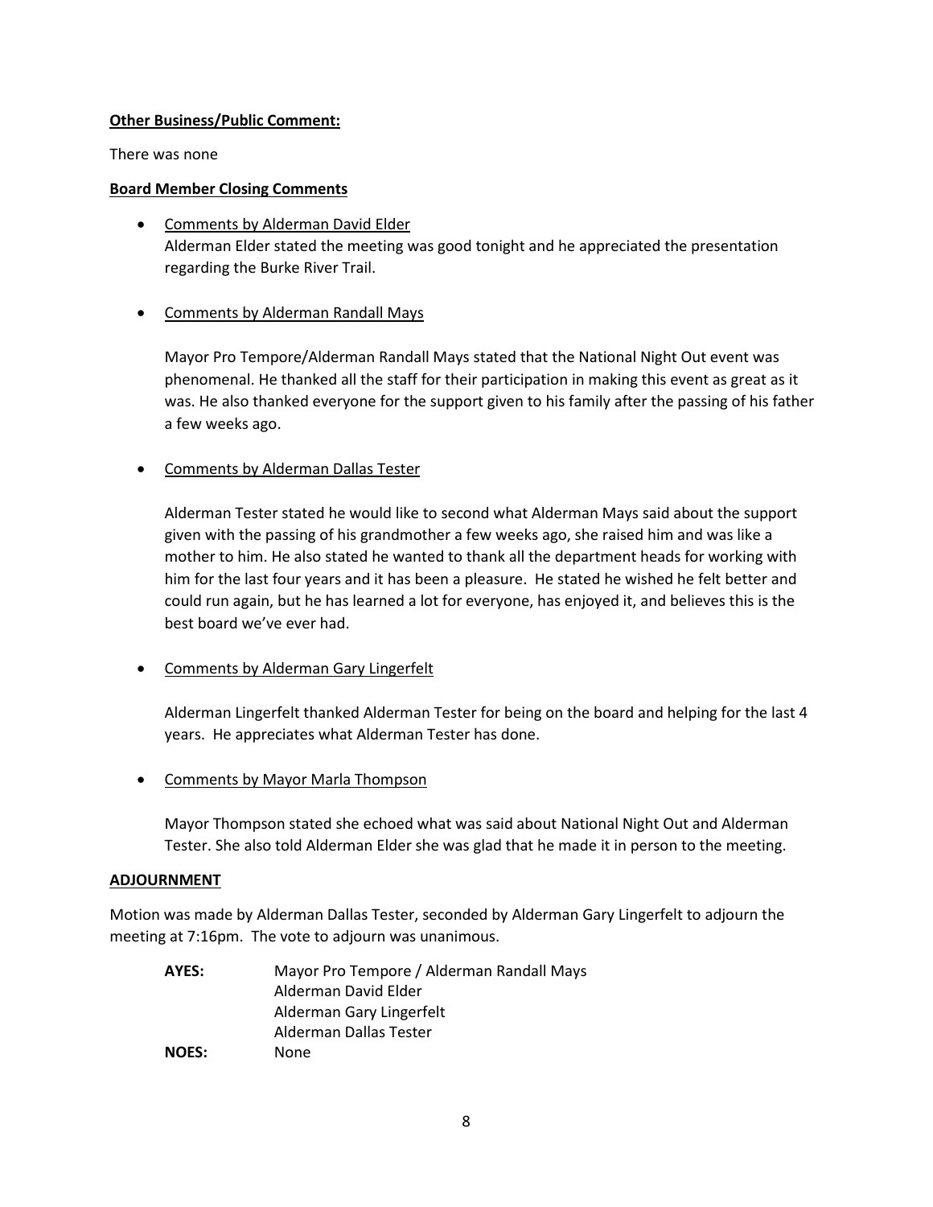**Other Business/Public Comment:**

There was none

**Board Member Closing Comments**

- Comments by Alderman David Elder

  Alderman Elder stated the meeting was good tonight and he appreciated the presentation regarding the Burke River Trail.

- Comments by Alderman Randall Mays

  Mayor Pro Tempore/Alderman Randall Mays stated that the National Night Out event was phenomenal. He thanked all the staff for their participation in making this event as great as it was. He also thanked everyone for the support given to his family after the passing of his father a few weeks ago.

- Comments by Alderman Dallas Tester

  Alderman Tester stated he would like to second what Alderman Mays said about the support given with the passing of his grandmother a few weeks ago, she raised him and was like a mother to him. He also stated he wanted to thank all the department heads for working with him for the last four years and it has been a pleasure. He stated he wished he felt better and could run again, but he has learned a lot for everyone, has enjoyed it, and believes this is the best board we've ever had.

- Comments by Alderman Gary Lingerfelt

  Alderman Lingerfelt thanked Alderman Tester for being on the board and helping for the last 4 years. He appreciates what Alderman Tester has done.

- Comments by Mayor Marla Thompson

  Mayor Thompson stated she echoed what was said about National Night Out and Alderman Tester. She also told Alderman Elder she was glad that he made it in person to the meeting.

**ADJOURNMENT**

Motion was made by Alderman Dallas Tester, seconded by Alderman Gary Lingerfelt to adjourn the meeting at 7:16pm. The vote to adjourn was unanimous.

| | |
|---|---|
| **AYES:** | Mayor Pro Tempore / Alderman Randall Mays |
| | Alderman David Elder |
| | Alderman Gary Lingerfelt |
| | Alderman Dallas Tester |
| **NOES:** | None |